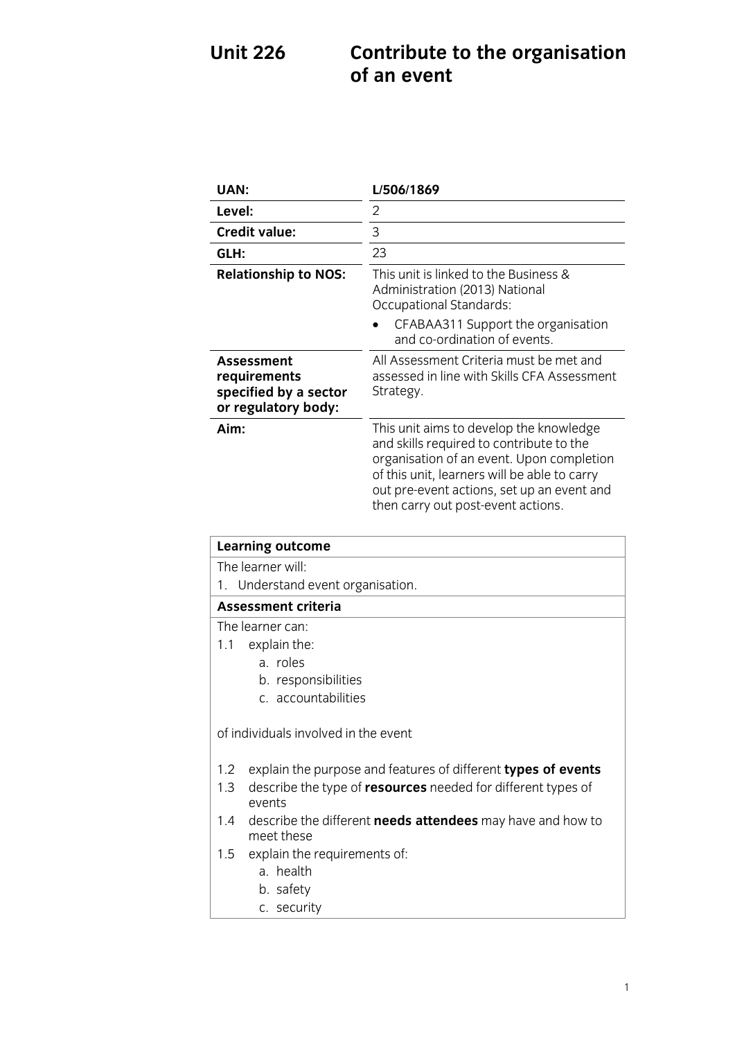# Unit 226 Contribute to the organisation of an event

| | |
|---|---|
| **UAN:** | **L/506/1869** |
| **Level:** | 2 |
| **Credit value:** | 3 |
| **GLH:** | 23 |
| **Relationship to NOS:** | This unit is linked to the Business & Administration (2013) National Occupational Standards:<br>• CFABAA311 Support the organisation and co-ordination of events. |
| **Assessment requirements specified by a sector or regulatory body:** | All Assessment Criteria must be met and assessed in line with Skills CFA Assessment Strategy. |
| **Aim:** | This unit aims to develop the knowledge and skills required to contribute to the organisation of an event. Upon completion of this unit, learners will be able to carry out pre-event actions, set up an event and then carry out post-event actions. |

**Learning outcome**

The learner will:

1. Understand event organisation.

**Assessment criteria**

The learner can:

1.1 explain the:
   a. roles
   b. responsibilities
   c. accountabilities

of individuals involved in the event

1.2 explain the purpose and features of different **types of events**

1.3 describe the type of **resources** needed for different types of events

1.4 describe the different **needs attendees** may have and how to meet these

1.5 explain the requirements of:
   a. health
   b. safety
   c. security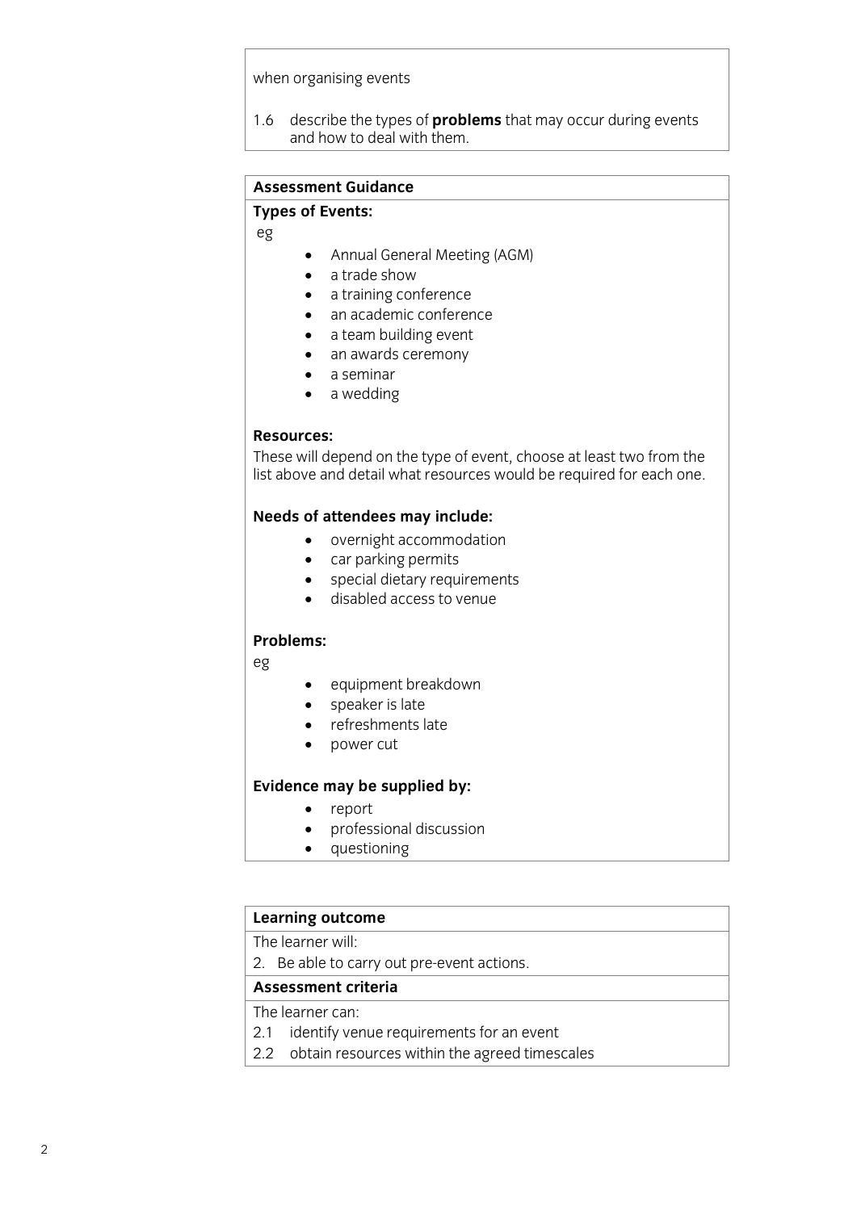when organising events

1.6 describe the types of **problems** that may occur during events and how to deal with them.

**Assessment Guidance**

**Types of Events:**

eg

- Annual General Meeting (AGM)
- a trade show
- a training conference
- an academic conference
- a team building event
- an awards ceremony
- a seminar
- a wedding

**Resources:**

These will depend on the type of event, choose at least two from the list above and detail what resources would be required for each one.

**Needs of attendees may include:**

- overnight accommodation
- car parking permits
- special dietary requirements
- disabled access to venue

**Problems:**

eg

- equipment breakdown
- speaker is late
- refreshments late
- power cut

**Evidence may be supplied by:**

- report
- professional discussion
- questioning

**Learning outcome**

The learner will:

2. Be able to carry out pre-event actions.

**Assessment criteria**

The learner can:

2.1 identify venue requirements for an event

2.2 obtain resources within the agreed timescales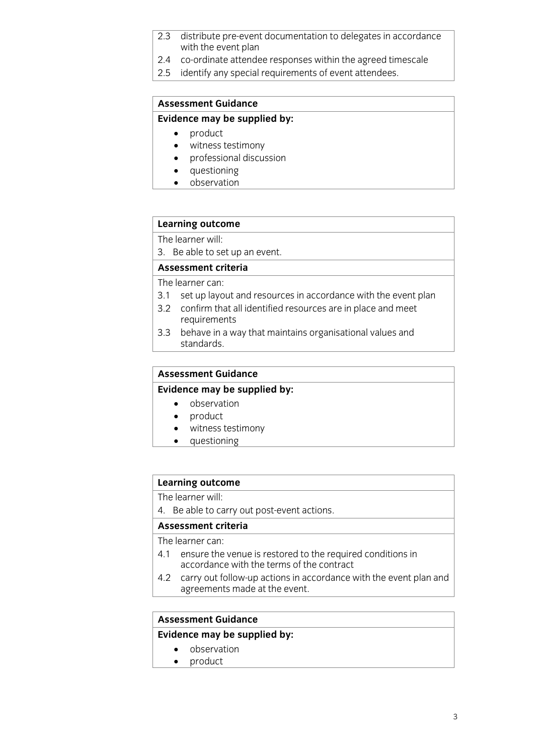2.3 distribute pre-event documentation to delegates in accordance with the event plan
2.4 co-ordinate attendee responses within the agreed timescale
2.5 identify any special requirements of event attendees.

**Assessment Guidance**

**Evidence may be supplied by:**

- product
- witness testimony
- professional discussion
- questioning
- observation

**Learning outcome**

The learner will:

3. Be able to set up an event.

**Assessment criteria**

The learner can:

3.1 set up layout and resources in accordance with the event plan
3.2 confirm that all identified resources are in place and meet requirements
3.3 behave in a way that maintains organisational values and standards.

**Assessment Guidance**

**Evidence may be supplied by:**

- observation
- product
- witness testimony
- questioning

**Learning outcome**

The learner will:

4. Be able to carry out post-event actions.

**Assessment criteria**

The learner can:

4.1 ensure the venue is restored to the required conditions in accordance with the terms of the contract
4.2 carry out follow-up actions in accordance with the event plan and agreements made at the event.

**Assessment Guidance**

**Evidence may be supplied by:**

- observation
- product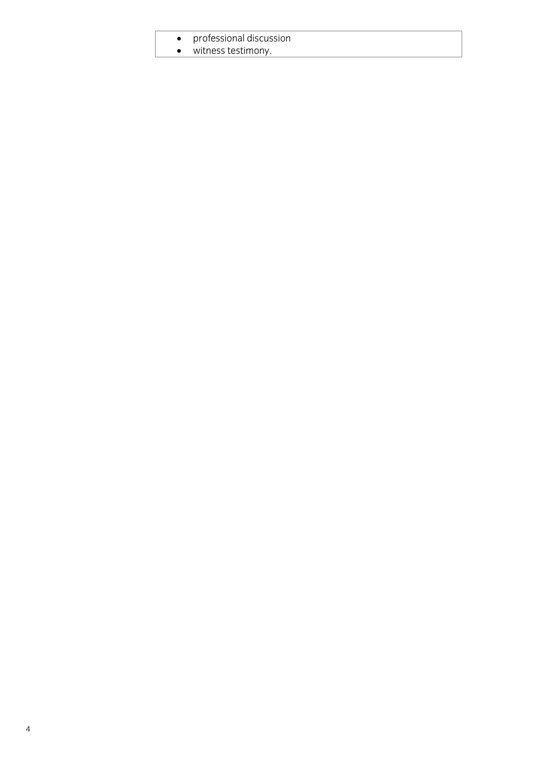- professional discussion
- witness testimony.